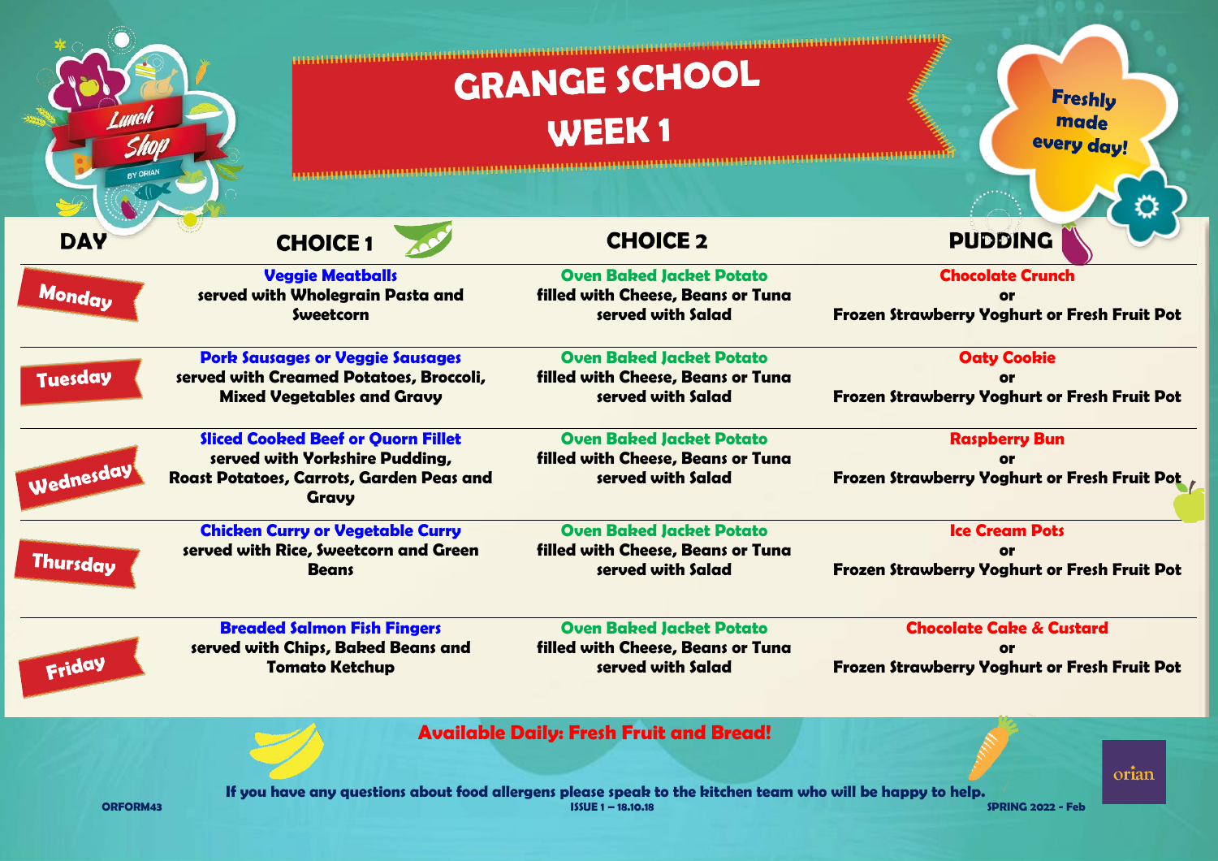# GRANGE SCHOOL
## WEEK 1

Lunch Shop BY ORIAN

Freshly made every day!

| DAY | CHOICE 1 | CHOICE 2 | PUDDING |
|---|---|---|---|
| Monday | **Veggie Meatballs** served with Wholegrain Pasta and Sweetcorn | **Oven Baked Jacket Potato** filled with Cheese, Beans or Tuna served with Salad | **Chocolate Crunch** or Frozen Strawberry Yoghurt or Fresh Fruit Pot |
| Tuesday | **Pork Sausages or Veggie Sausages** served with Creamed Potatoes, Broccoli, Mixed Vegetables and Gravy | **Oven Baked Jacket Potato** filled with Cheese, Beans or Tuna served with Salad | **Oaty Cookie** or Frozen Strawberry Yoghurt or Fresh Fruit Pot |
| Wednesday | **Sliced Cooked Beef or Quorn Fillet** served with Yorkshire Pudding, Roast Potatoes, Carrots, Garden Peas and Gravy | **Oven Baked Jacket Potato** filled with Cheese, Beans or Tuna served with Salad | **Raspberry Bun** or Frozen Strawberry Yoghurt or Fresh Fruit Pot |
| Thursday | **Chicken Curry or Vegetable Curry** served with Rice, Sweetcorn and Green Beans | **Oven Baked Jacket Potato** filled with Cheese, Beans or Tuna served with Salad | **Ice Cream Pots** or Frozen Strawberry Yoghurt or Fresh Fruit Pot |
| Friday | **Breaded Salmon Fish Fingers** served with Chips, Baked Beans and Tomato Ketchup | **Oven Baked Jacket Potato** filled with Cheese, Beans or Tuna served with Salad | **Chocolate Cake & Custard** or Frozen Strawberry Yoghurt or Fresh Fruit Pot |

**Available Daily: Fresh Fruit and Bread!**

If you have any questions about food allergens please speak to the kitchen team who will be happy to help.

ORFORM43 ISSUE 1 – 18.10.18 SPRING 2022 - Feb

orian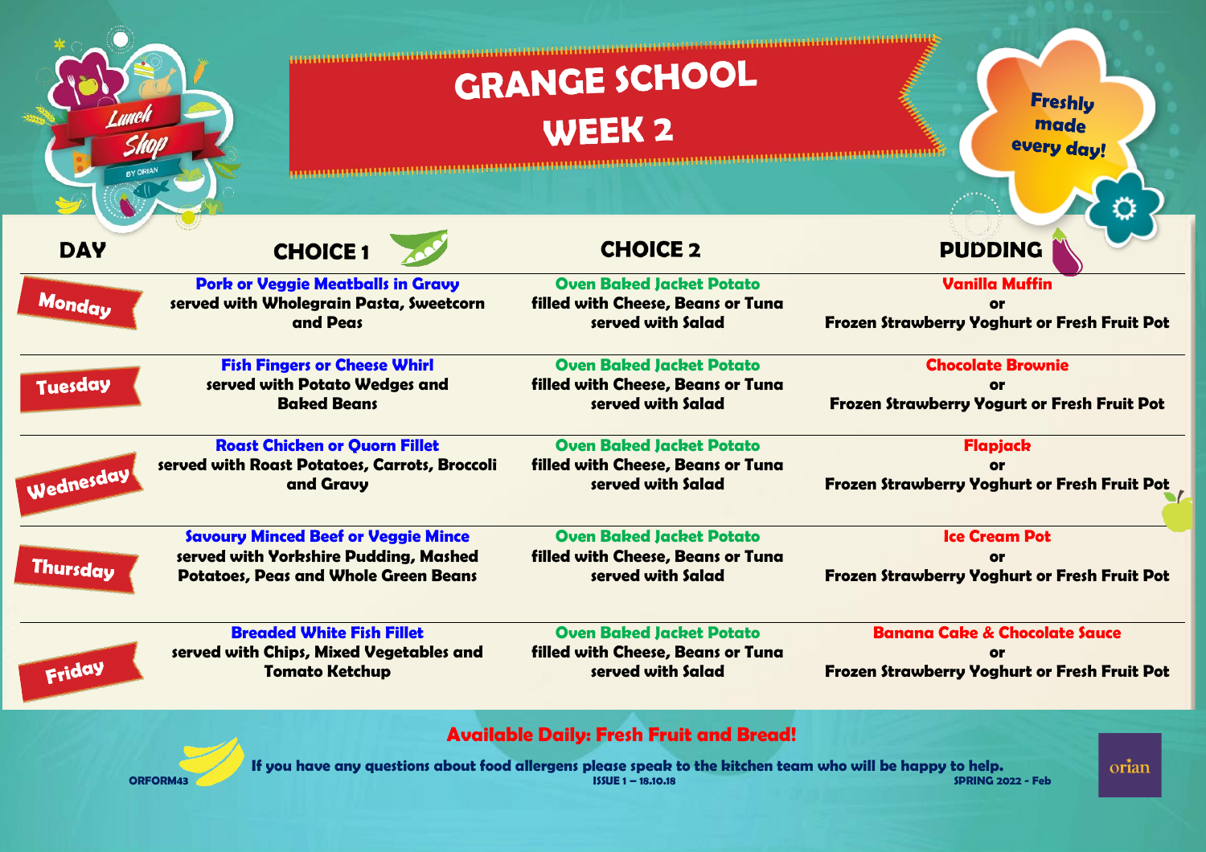# GRANGE SCHOOL

## WEEK 2

Lunch Shop BY ORIAN

Freshly made every day!

| DAY | CHOICE 1 | CHOICE 2 | PUDDING |
|---|---|---|---|
| Monday | **Pork or Veggie Meatballs in Gravy** served with Wholegrain Pasta, Sweetcorn and Peas | **Oven Baked Jacket Potato** filled with Cheese, Beans or Tuna served with Salad | **Vanilla Muffin** or Frozen Strawberry Yoghurt or Fresh Fruit Pot |
| Tuesday | **Fish Fingers or Cheese Whirl** served with Potato Wedges and Baked Beans | **Oven Baked Jacket Potato** filled with Cheese, Beans or Tuna served with Salad | **Chocolate Brownie** or Frozen Strawberry Yogurt or Fresh Fruit Pot |
| Wednesday | **Roast Chicken or Quorn Fillet** served with Roast Potatoes, Carrots, Broccoli and Gravy | **Oven Baked Jacket Potato** filled with Cheese, Beans or Tuna served with Salad | **Flapjack** or Frozen Strawberry Yoghurt or Fresh Fruit Pot |
| Thursday | **Savoury Minced Beef or Veggie Mince** served with Yorkshire Pudding, Mashed Potatoes, Peas and Whole Green Beans | **Oven Baked Jacket Potato** filled with Cheese, Beans or Tuna served with Salad | **Ice Cream Pot** or Frozen Strawberry Yoghurt or Fresh Fruit Pot |
| Friday | **Breaded White Fish Fillet** served with Chips, Mixed Vegetables and Tomato Ketchup | **Oven Baked Jacket Potato** filled with Cheese, Beans or Tuna served with Salad | **Banana Cake & Chocolate Sauce** or Frozen Strawberry Yoghurt or Fresh Fruit Pot |

**Available Daily: Fresh Fruit and Bread!**

**If you have any questions about food allergens please speak to the kitchen team who will be happy to help.**

ORFORM43 ISSUE 1 – 18.10.18 SPRING 2022 - Feb

orian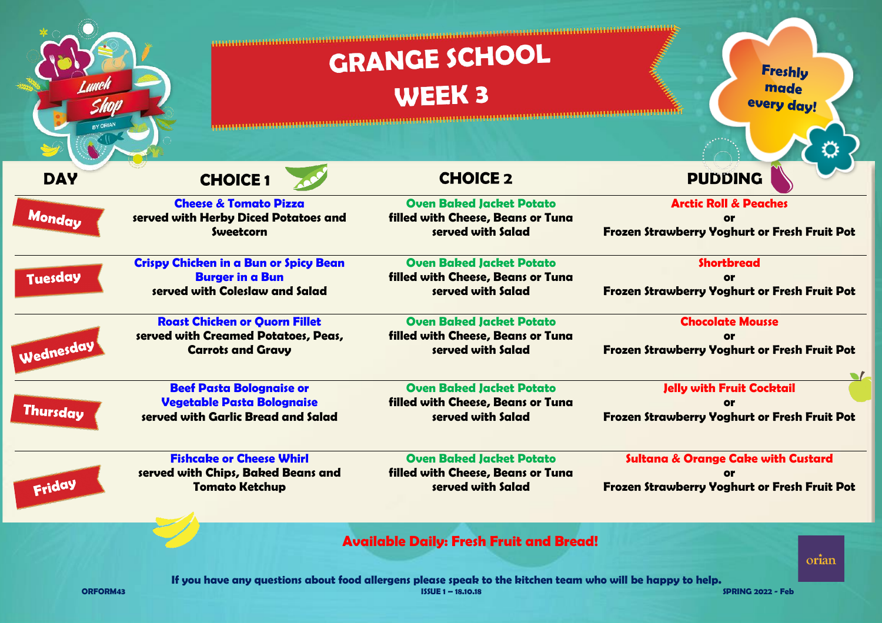# GRANGE SCHOOL

## WEEK 3

Lunch Shop BY ORIAN

Freshly made every day!

| DAY | CHOICE 1 | CHOICE 2 | PUDDING |
|---|---|---|---|
| Monday | **Cheese & Tomato Pizza** served with Herby Diced Potatoes and Sweetcorn | **Oven Baked Jacket Potato** filled with Cheese, Beans or Tuna served with Salad | **Arctic Roll & Peaches** or Frozen Strawberry Yoghurt or Fresh Fruit Pot |
| Tuesday | **Crispy Chicken in a Bun or Spicy Bean Burger in a Bun** served with Coleslaw and Salad | **Oven Baked Jacket Potato** filled with Cheese, Beans or Tuna served with Salad | **Shortbread** or Frozen Strawberry Yoghurt or Fresh Fruit Pot |
| Wednesday | **Roast Chicken or Quorn Fillet** served with Creamed Potatoes, Peas, Carrots and Gravy | **Oven Baked Jacket Potato** filled with Cheese, Beans or Tuna served with Salad | **Chocolate Mousse** or Frozen Strawberry Yoghurt or Fresh Fruit Pot |
| Thursday | **Beef Pasta Bolognaise or Vegetable Pasta Bolognaise** served with Garlic Bread and Salad | **Oven Baked Jacket Potato** filled with Cheese, Beans or Tuna served with Salad | **Jelly with Fruit Cocktail** or Frozen Strawberry Yoghurt or Fresh Fruit Pot |
| Friday | **Fishcake or Cheese Whirl** served with Chips, Baked Beans and Tomato Ketchup | **Oven Baked Jacket Potato** filled with Cheese, Beans or Tuna served with Salad | **Sultana & Orange Cake with Custard** or Frozen Strawberry Yoghurt or Fresh Fruit Pot |

**Available Daily: Fresh Fruit and Bread!**

**If you have any questions about food allergens please speak to the kitchen team who will be happy to help.**

orian

ORFORM43 ISSUE 1 – 18.10.18 SPRING 2022 - Feb